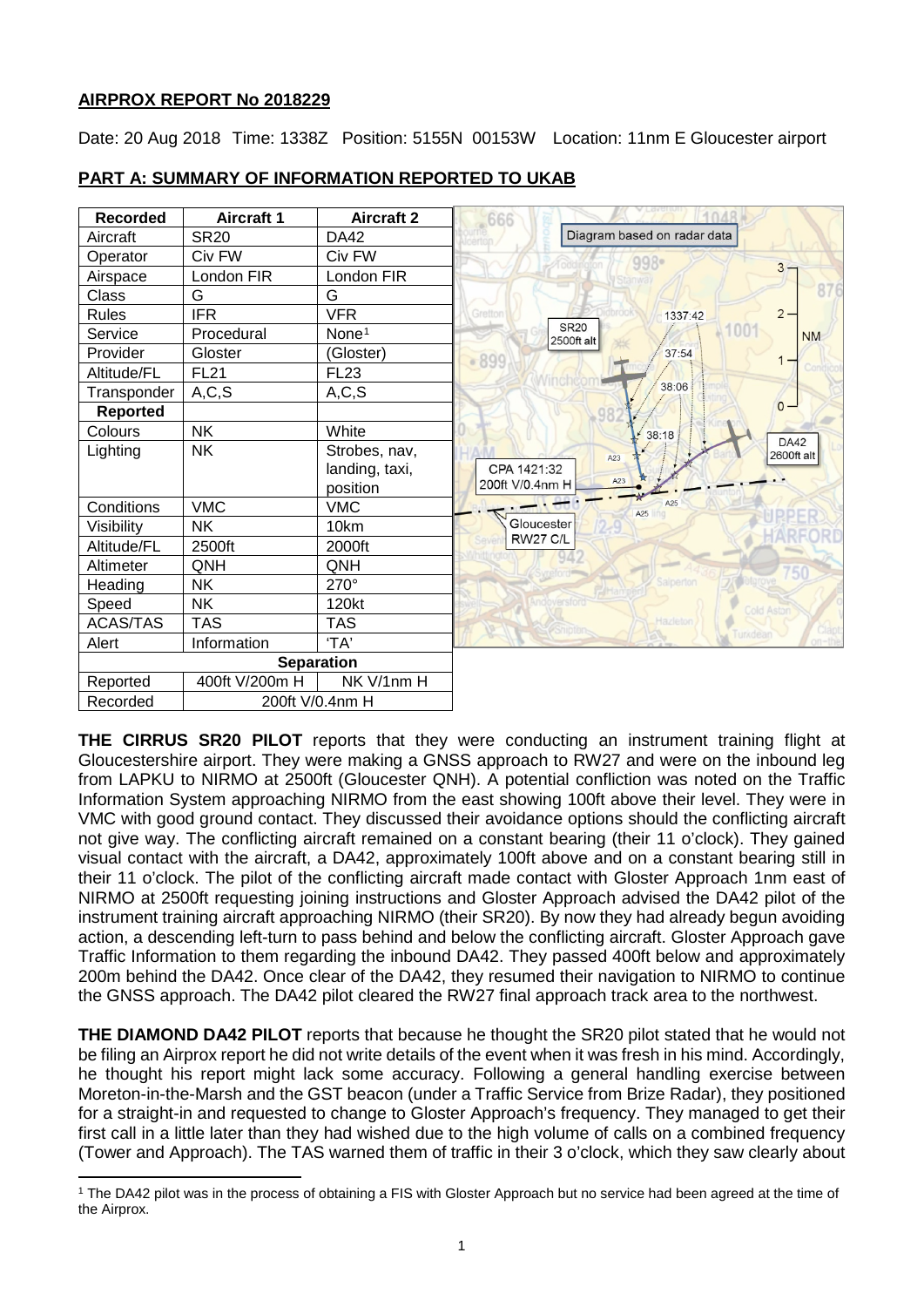**AIRPROX REPORT No 2018229**

Date: 20 Aug 2018 Time: 1338Z Position: 5155N 00153W Location: 11nm E Gloucester airport

## PART A: SUMMARY OF INFORMATION REPORTED TO UKAB

| Recorded | Aircraft 1 | Aircraft 2 |
|---|---|---|
| Aircraft | SR20 | DA42 |
| Operator | Civ FW | Civ FW |
| Airspace | London FIR | London FIR |
| Class | G | G |
| Rules | IFR | VFR |
| Service | Procedural | None[1] |
| Provider | Gloster | (Gloster) |
| Altitude/FL | FL21 | FL23 |
| Transponder | A,C,S | A,C,S |
| **Reported** | | |
| Colours | NK | White |
| Lighting | NK | Strobes, nav, landing, taxi, position |
| Conditions | VMC | VMC |
| Visibility | NK | 10km |
| Altitude/FL | 2500ft | 2000ft |
| Altimeter | QNH | QNH |
| Heading | NK | 270° |
| Speed | NK | 120kt |
| ACAS/TAS | TAS | TAS |
| Alert | Information | 'TA' |
| **Separation** | | |
| Reported | 400ft V/200m H | NK V/1nm H |
| Recorded | 200ft V/0.4nm H | |

Diagram based on radar data. SR20 2500ft alt; DA42 2600ft alt; CPA 1421:32 200ft V/0.4nm H; Gloucester RW27 C/L; 1337:42, 37:54, 38:06, 38:18.

**THE CIRRUS SR20 PILOT** reports that they were conducting an instrument training flight at Gloucestershire airport. They were making a GNSS approach to RW27 and were on the inbound leg from LAPKU to NIRMO at 2500ft (Gloucester QNH). A potential confliction was noted on the Traffic Information System approaching NIRMO from the east showing 100ft above their level. They were in VMC with good ground contact. They discussed their avoidance options should the conflicting aircraft not give way. The conflicting aircraft remained on a constant bearing (their 11 o'clock). They gained visual contact with the aircraft, a DA42, approximately 100ft above and on a constant bearing still in their 11 o'clock. The pilot of the conflicting aircraft made contact with Gloster Approach 1nm east of NIRMO at 2500ft requesting joining instructions and Gloster Approach advised the DA42 pilot of the instrument training aircraft approaching NIRMO (their SR20). By now they had already begun avoiding action, a descending left-turn to pass behind and below the conflicting aircraft. Gloster Approach gave Traffic Information to them regarding the inbound DA42. They passed 400ft below and approximately 200m behind the DA42. Once clear of the DA42, they resumed their navigation to NIRMO to continue the GNSS approach. The DA42 pilot cleared the RW27 final approach track area to the northwest.

**THE DIAMOND DA42 PILOT** reports that because he thought the SR20 pilot stated that he would not be filing an Airprox report he did not write details of the event when it was fresh in his mind. Accordingly, he thought his report might lack some accuracy. Following a general handling exercise between Moreton-in-the-Marsh and the GST beacon (under a Traffic Service from Brize Radar), they positioned for a straight-in and requested to change to Gloster Approach's frequency. They managed to get their first call in a little later than they had wished due to the high volume of calls on a combined frequency (Tower and Approach). The TAS warned them of traffic in their 3 o'clock, which they saw clearly about

[1] The DA42 pilot was in the process of obtaining a FIS with Gloster Approach but no service had been agreed at the time of the Airprox.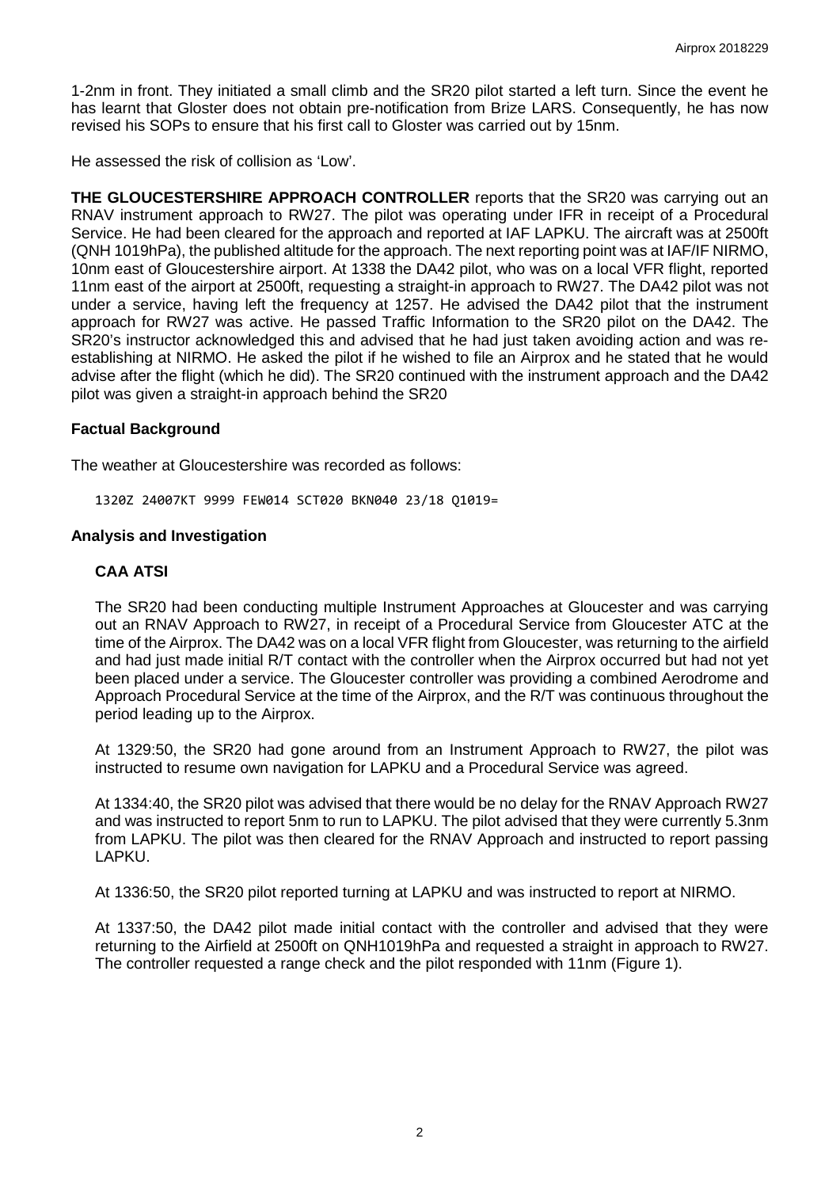1-2nm in front. They initiated a small climb and the SR20 pilot started a left turn. Since the event he has learnt that Gloster does not obtain pre-notification from Brize LARS. Consequently, he has now revised his SOPs to ensure that his first call to Gloster was carried out by 15nm.

He assessed the risk of collision as 'Low'.

**THE GLOUCESTERSHIRE APPROACH CONTROLLER** reports that the SR20 was carrying out an RNAV instrument approach to RW27. The pilot was operating under IFR in receipt of a Procedural Service. He had been cleared for the approach and reported at IAF LAPKU. The aircraft was at 2500ft (QNH 1019hPa), the published altitude for the approach. The next reporting point was at IAF/IF NIRMO, 10nm east of Gloucestershire airport. At 1338 the DA42 pilot, who was on a local VFR flight, reported 11nm east of the airport at 2500ft, requesting a straight-in approach to RW27. The DA42 pilot was not under a service, having left the frequency at 1257. He advised the DA42 pilot that the instrument approach for RW27 was active. He passed Traffic Information to the SR20 pilot on the DA42. The SR20's instructor acknowledged this and advised that he had just taken avoiding action and was re-establishing at NIRMO. He asked the pilot if he wished to file an Airprox and he stated that he would advise after the flight (which he did). The SR20 continued with the instrument approach and the DA42 pilot was given a straight-in approach behind the SR20

### Factual Background

The weather at Gloucestershire was recorded as follows:

```
1320Z 24007KT 9999 FEW014 SCT020 BKN040 23/18 Q1019=
```

### Analysis and Investigation

#### CAA ATSI

The SR20 had been conducting multiple Instrument Approaches at Gloucester and was carrying out an RNAV Approach to RW27, in receipt of a Procedural Service from Gloucester ATC at the time of the Airprox. The DA42 was on a local VFR flight from Gloucester, was returning to the airfield and had just made initial R/T contact with the controller when the Airprox occurred but had not yet been placed under a service. The Gloucester controller was providing a combined Aerodrome and Approach Procedural Service at the time of the Airprox, and the R/T was continuous throughout the period leading up to the Airprox.

At 1329:50, the SR20 had gone around from an Instrument Approach to RW27, the pilot was instructed to resume own navigation for LAPKU and a Procedural Service was agreed.

At 1334:40, the SR20 pilot was advised that there would be no delay for the RNAV Approach RW27 and was instructed to report 5nm to run to LAPKU. The pilot advised that they were currently 5.3nm from LAPKU. The pilot was then cleared for the RNAV Approach and instructed to report passing LAPKU.

At 1336:50, the SR20 pilot reported turning at LAPKU and was instructed to report at NIRMO.

At 1337:50, the DA42 pilot made initial contact with the controller and advised that they were returning to the Airfield at 2500ft on QNH1019hPa and requested a straight in approach to RW27. The controller requested a range check and the pilot responded with 11nm (Figure 1).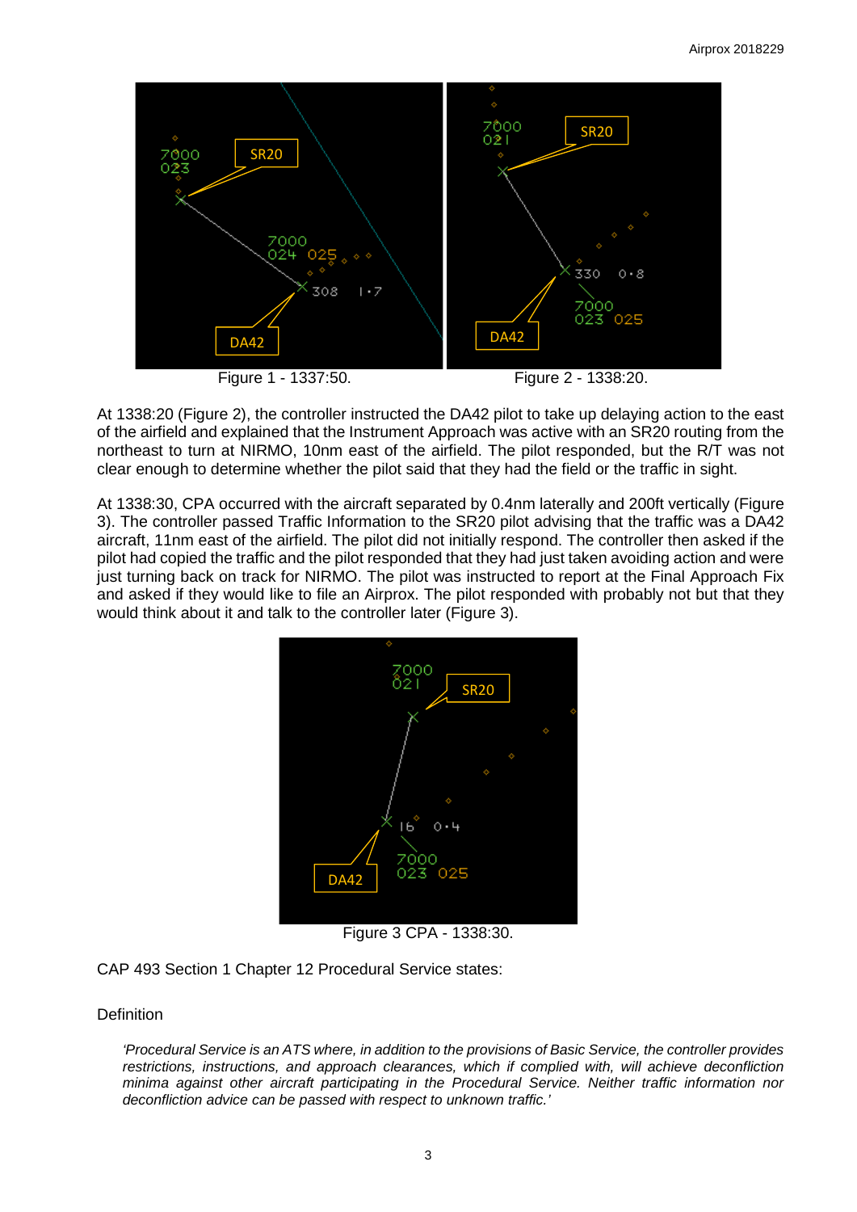Figure 1 - 1337:50.

Figure 2 - 1338:20.

At 1338:20 (Figure 2), the controller instructed the DA42 pilot to take up delaying action to the east of the airfield and explained that the Instrument Approach was active with an SR20 routing from the northeast to turn at NIRMO, 10nm east of the airfield. The pilot responded, but the R/T was not clear enough to determine whether the pilot said that they had the field or the traffic in sight.

At 1338:30, CPA occurred with the aircraft separated by 0.4nm laterally and 200ft vertically (Figure 3). The controller passed Traffic Information to the SR20 pilot advising that the traffic was a DA42 aircraft, 11nm east of the airfield. The pilot did not initially respond. The controller then asked if the pilot had copied the traffic and the pilot responded that they had just taken avoiding action and were just turning back on track for NIRMO. The pilot was instructed to report at the Final Approach Fix and asked if they would like to file an Airprox. The pilot responded with probably not but that they would think about it and talk to the controller later (Figure 3).

Figure 3 CPA - 1338:30.

CAP 493 Section 1 Chapter 12 Procedural Service states:

Definition

*'Procedural Service is an ATS where, in addition to the provisions of Basic Service, the controller provides restrictions, instructions, and approach clearances, which if complied with, will achieve deconfliction minima against other aircraft participating in the Procedural Service. Neither traffic information nor deconfliction advice can be passed with respect to unknown traffic.'*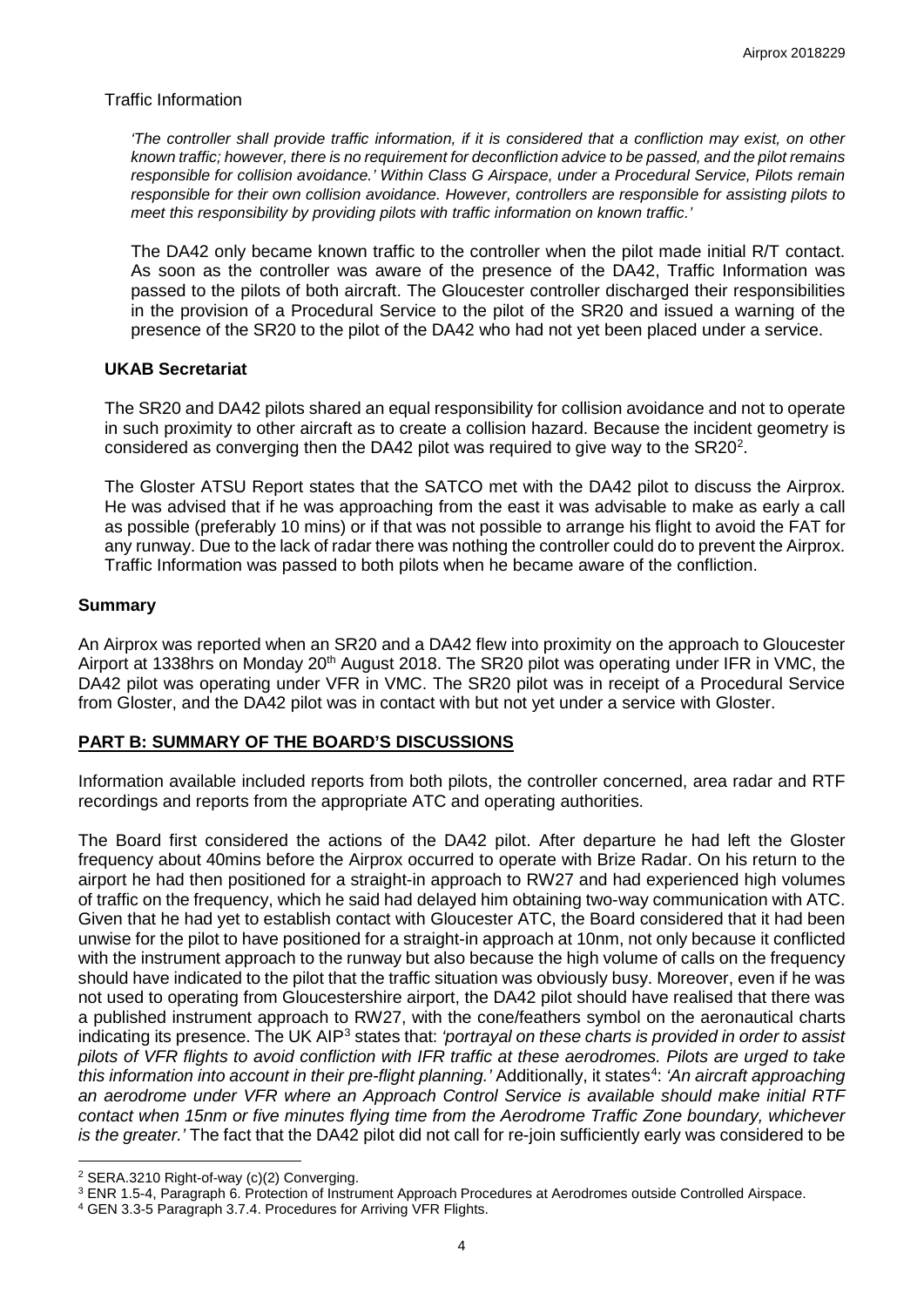Traffic Information

*'The controller shall provide traffic information, if it is considered that a confliction may exist, on other known traffic; however, there is no requirement for deconfliction advice to be passed, and the pilot remains responsible for collision avoidance.' Within Class G Airspace, under a Procedural Service, Pilots remain responsible for their own collision avoidance. However, controllers are responsible for assisting pilots to meet this responsibility by providing pilots with traffic information on known traffic.'*

The DA42 only became known traffic to the controller when the pilot made initial R/T contact. As soon as the controller was aware of the presence of the DA42, Traffic Information was passed to the pilots of both aircraft. The Gloucester controller discharged their responsibilities in the provision of a Procedural Service to the pilot of the SR20 and issued a warning of the presence of the SR20 to the pilot of the DA42 who had not yet been placed under a service.

### UKAB Secretariat

The SR20 and DA42 pilots shared an equal responsibility for collision avoidance and not to operate in such proximity to other aircraft as to create a collision hazard. Because the incident geometry is considered as converging then the DA42 pilot was required to give way to the SR20[2].

The Gloster ATSU Report states that the SATCO met with the DA42 pilot to discuss the Airprox. He was advised that if he was approaching from the east it was advisable to make as early a call as possible (preferably 10 mins) or if that was not possible to arrange his flight to avoid the FAT for any runway. Due to the lack of radar there was nothing the controller could do to prevent the Airprox. Traffic Information was passed to both pilots when he became aware of the confliction.

## Summary

An Airprox was reported when an SR20 and a DA42 flew into proximity on the approach to Gloucester Airport at 1338hrs on Monday 20th August 2018. The SR20 pilot was operating under IFR in VMC, the DA42 pilot was operating under VFR in VMC. The SR20 pilot was in receipt of a Procedural Service from Gloster, and the DA42 pilot was in contact with but not yet under a service with Gloster.

## PART B: SUMMARY OF THE BOARD'S DISCUSSIONS

Information available included reports from both pilots, the controller concerned, area radar and RTF recordings and reports from the appropriate ATC and operating authorities.

The Board first considered the actions of the DA42 pilot. After departure he had left the Gloster frequency about 40mins before the Airprox occurred to operate with Brize Radar. On his return to the airport he had then positioned for a straight-in approach to RW27 and had experienced high volumes of traffic on the frequency, which he said had delayed him obtaining two-way communication with ATC. Given that he had yet to establish contact with Gloucester ATC, the Board considered that it had been unwise for the pilot to have positioned for a straight-in approach at 10nm, not only because it conflicted with the instrument approach to the runway but also because the high volume of calls on the frequency should have indicated to the pilot that the traffic situation was obviously busy. Moreover, even if he was not used to operating from Gloucestershire airport, the DA42 pilot should have realised that there was a published instrument approach to RW27, with the cone/feathers symbol on the aeronautical charts indicating its presence. The UK AIP[3] states that: *'portrayal on these charts is provided in order to assist pilots of VFR flights to avoid confliction with IFR traffic at these aerodromes. Pilots are urged to take this information into account in their pre-flight planning.'* Additionally, it states[4]: *'An aircraft approaching an aerodrome under VFR where an Approach Control Service is available should make initial RTF contact when 15nm or five minutes flying time from the Aerodrome Traffic Zone boundary, whichever is the greater.'* The fact that the DA42 pilot did not call for re-join sufficiently early was considered to be

---

[2] SERA.3210 Right-of-way (c)(2) Converging.

[3] ENR 1.5-4, Paragraph 6. Protection of Instrument Approach Procedures at Aerodromes outside Controlled Airspace.

[4] GEN 3.3-5 Paragraph 3.7.4. Procedures for Arriving VFR Flights.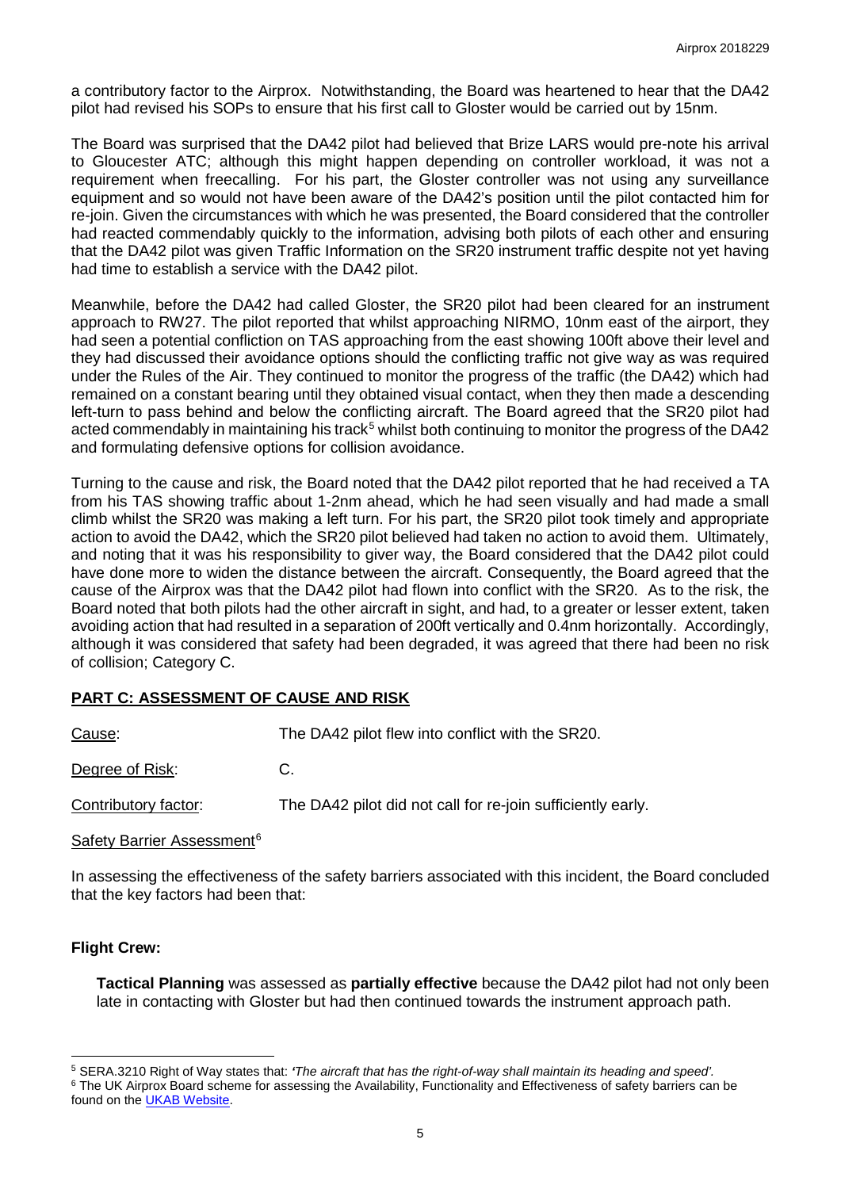a contributory factor to the Airprox. Notwithstanding, the Board was heartened to hear that the DA42 pilot had revised his SOPs to ensure that his first call to Gloster would be carried out by 15nm.

The Board was surprised that the DA42 pilot had believed that Brize LARS would pre-note his arrival to Gloucester ATC; although this might happen depending on controller workload, it was not a requirement when freecalling. For his part, the Gloster controller was not using any surveillance equipment and so would not have been aware of the DA42's position until the pilot contacted him for re-join. Given the circumstances with which he was presented, the Board considered that the controller had reacted commendably quickly to the information, advising both pilots of each other and ensuring that the DA42 pilot was given Traffic Information on the SR20 instrument traffic despite not yet having had time to establish a service with the DA42 pilot.

Meanwhile, before the DA42 had called Gloster, the SR20 pilot had been cleared for an instrument approach to RW27. The pilot reported that whilst approaching NIRMO, 10nm east of the airport, they had seen a potential confliction on TAS approaching from the east showing 100ft above their level and they had discussed their avoidance options should the conflicting traffic not give way as was required under the Rules of the Air. They continued to monitor the progress of the traffic (the DA42) which had remained on a constant bearing until they obtained visual contact, when they then made a descending left-turn to pass behind and below the conflicting aircraft. The Board agreed that the SR20 pilot had acted commendably in maintaining his track[5] whilst both continuing to monitor the progress of the DA42 and formulating defensive options for collision avoidance.

Turning to the cause and risk, the Board noted that the DA42 pilot reported that he had received a TA from his TAS showing traffic about 1-2nm ahead, which he had seen visually and had made a small climb whilst the SR20 was making a left turn. For his part, the SR20 pilot took timely and appropriate action to avoid the DA42, which the SR20 pilot believed had taken no action to avoid them. Ultimately, and noting that it was his responsibility to giver way, the Board considered that the DA42 pilot could have done more to widen the distance between the aircraft. Consequently, the Board agreed that the cause of the Airprox was that the DA42 pilot had flown into conflict with the SR20. As to the risk, the Board noted that both pilots had the other aircraft in sight, and had, to a greater or lesser extent, taken avoiding action that had resulted in a separation of 200ft vertically and 0.4nm horizontally. Accordingly, although it was considered that safety had been degraded, it was agreed that there had been no risk of collision; Category C.

## PART C: ASSESSMENT OF CAUSE AND RISK

Cause: The DA42 pilot flew into conflict with the SR20.

Degree of Risk: C.

Contributory factor: The DA42 pilot did not call for re-join sufficiently early.

Safety Barrier Assessment[6]

In assessing the effectiveness of the safety barriers associated with this incident, the Board concluded that the key factors had been that:

### Flight Crew:

**Tactical Planning** was assessed as **partially effective** because the DA42 pilot had not only been late in contacting with Gloster but had then continued towards the instrument approach path.

---

[5] SERA.3210 Right of Way states that: *'The aircraft that has the right-of-way shall maintain its heading and speed'.*

[6] The UK Airprox Board scheme for assessing the Availability, Functionality and Effectiveness of safety barriers can be found on the UKAB Website.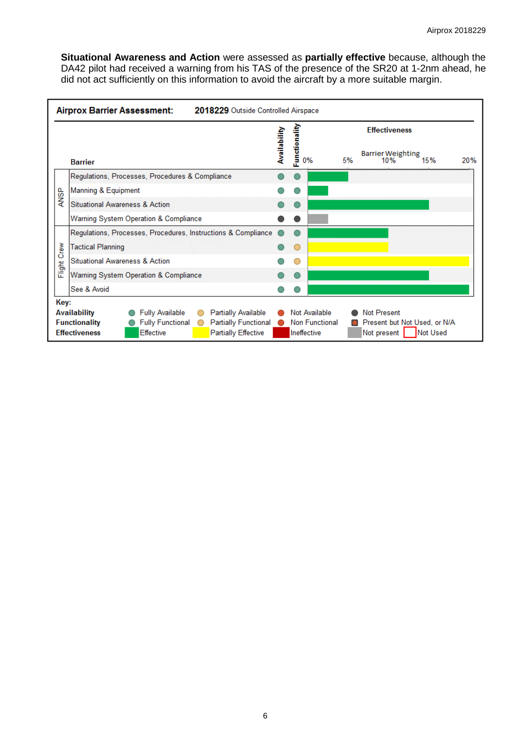**Situational Awareness and Action** were assessed as **partially effective** because, although the DA42 pilot had received a warning from his TAS of the presence of the SR20 at 1-2nm ahead, he did not act sufficiently on this information to avoid the aircraft by a more suitable margin.

**Airprox Barrier Assessment:** **2018229** Outside Controlled Airspace

Barrier

Availability

Functionality

Effectiveness

Barrier Weighting

0%
5%
10%
15%
20%

ANSP

Regulations, Processes, Procedures & Compliance

Manning & Equipment

Situational Awareness & Action

Warning System Operation & Compliance

Flight Crew

Regulations, Processes, Procedures, Instructions & Compliance

Tactical Planning

Situational Awareness & Action

Warning System Operation & Compliance

See & Avoid

**Key:**

**Availability** Fully Available, Partially Available, Not Available, Not Present

**Functionality** Fully Functional, Partially Functional, Non Functional, Present but Not Used, or N/A

**Effectiveness** Effective, Partially Effective, Ineffective, Not present, Not Used